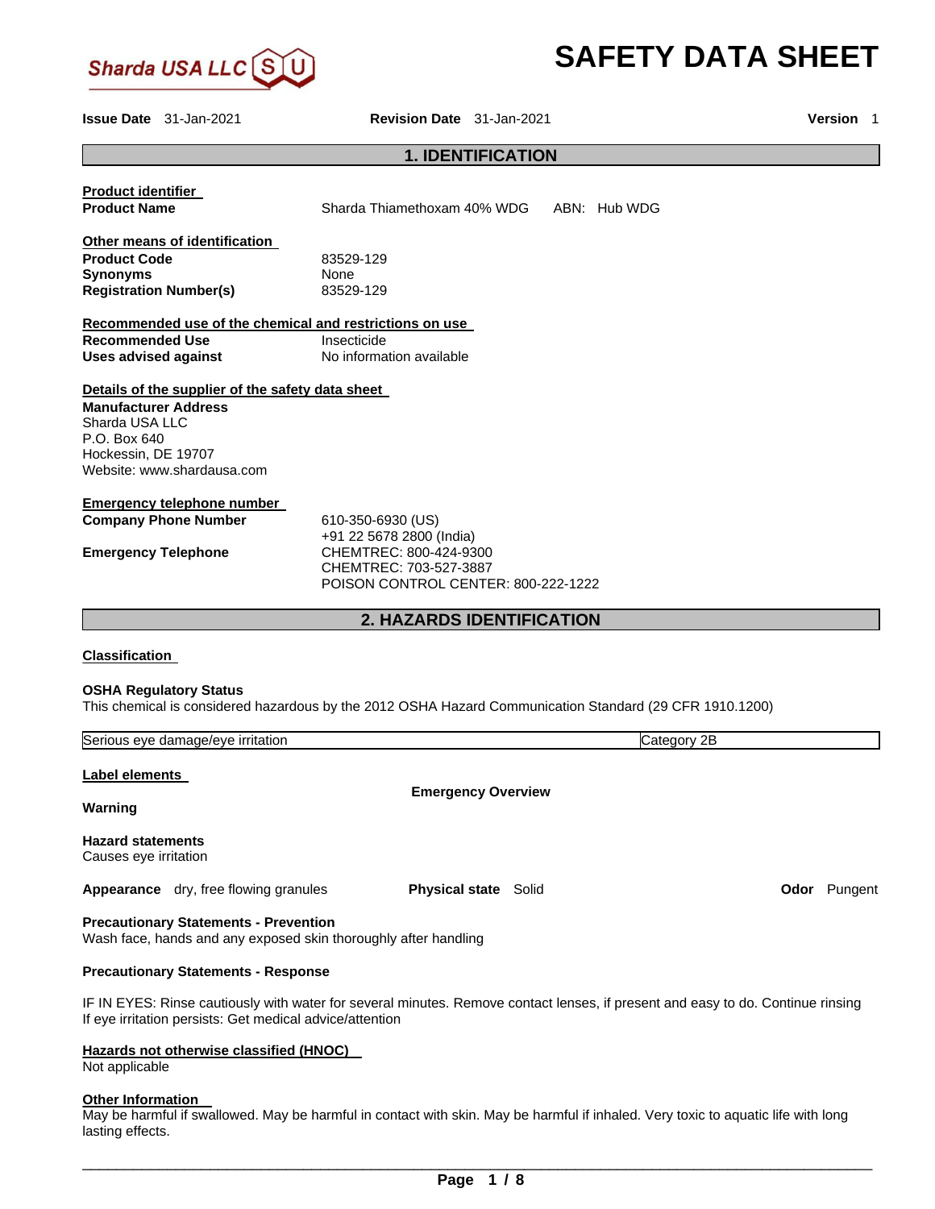Sharda USA LLC

# SAFETY DATA SHEET

**Issue Date** 31-Jan-2021 **Revision Date** 31-Jan-2021 **Version** 1

## 1. IDENTIFICATION

**Product identifier**

**Product Name** Sharda Thiamethoxam 40% WDG ABN: Hub WDG

**Other means of identification**

**Product Code** 83529-129
**Synonyms** None
**Registration Number(s)** 83529-129

**Recommended use of the chemical and restrictions on use**

**Recommended Use** Insecticide
**Uses advised against** No information available

**Details of the supplier of the safety data sheet**

**Manufacturer Address**
Sharda USA LLC
P.O. Box 640
Hockessin, DE 19707
Website: www.shardausa.com

**Emergency telephone number**

**Company Phone Number** 610-350-6930 (US)
+91 22 5678 2800 (India)

**Emergency Telephone** CHEMTREC: 800-424-9300
CHEMTREC: 703-527-3887
POISON CONTROL CENTER: 800-222-1222

## 2. HAZARDS IDENTIFICATION

**Classification**

**OSHA Regulatory Status**
This chemical is considered hazardous by the 2012 OSHA Hazard Communication Standard (29 CFR 1910.1200)

| Serious eye damage/eye irritation | Category 2B |
|---|---|

**Label elements**

**Emergency Overview**

**Warning**

**Hazard statements**
Causes eye irritation

**Appearance** dry, free flowing granules **Physical state** Solid **Odor** Pungent

**Precautionary Statements - Prevention**
Wash face, hands and any exposed skin thoroughly after handling

**Precautionary Statements - Response**

IF IN EYES: Rinse cautiously with water for several minutes. Remove contact lenses, if present and easy to do. Continue rinsing
If eye irritation persists: Get medical advice/attention

**Hazards not otherwise classified (HNOC)**
Not applicable

**Other Information**
May be harmful if swallowed. May be harmful in contact with skin. May be harmful if inhaled. Very toxic to aquatic life with long lasting effects.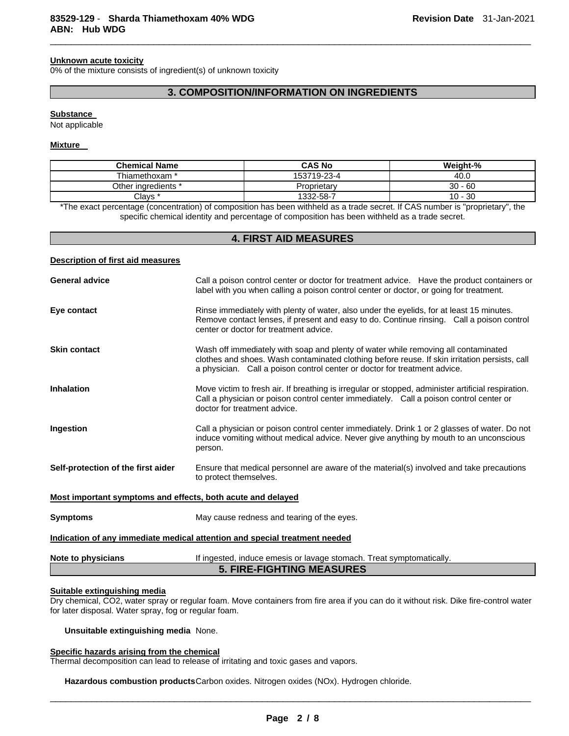#### Unknown acute toxicity

0% of the mixture consists of ingredient(s) of unknown toxicity

## 3. COMPOSITION/INFORMATION ON INGREDIENTS

#### Substance

Not applicable

#### Mixture

| Chemical Name | CAS No | Weight-% |
|---|---|---|
| Thiamethoxam * | 153719-23-4 | 40.0 |
| Other ingredients * | Proprietary | 30 - 60 |
| Clays * | 1332-58-7 | 10 - 30 |

*The exact percentage (concentration) of composition has been withheld as a trade secret. If CAS number is "proprietary", the specific chemical identity and percentage of composition has been withheld as a trade secret.

## 4. FIRST AID MEASURES

#### Description of first aid measures

**General advice** Call a poison control center or doctor for treatment advice. Have the product containers or label with you when calling a poison control center or doctor, or going for treatment.

**Eye contact** Rinse immediately with plenty of water, also under the eyelids, for at least 15 minutes. Remove contact lenses, if present and easy to do. Continue rinsing. Call a poison control center or doctor for treatment advice.

**Skin contact** Wash off immediately with soap and plenty of water while removing all contaminated clothes and shoes. Wash contaminated clothing before reuse. If skin irritation persists, call a physician. Call a poison control center or doctor for treatment advice.

**Inhalation** Move victim to fresh air. If breathing is irregular or stopped, administer artificial respiration. Call a physician or poison control center immediately. Call a poison control center or doctor for treatment advice.

**Ingestion** Call a physician or poison control center immediately. Drink 1 or 2 glasses of water. Do not induce vomiting without medical advice. Never give anything by mouth to an unconscious person.

**Self-protection of the first aider** Ensure that medical personnel are aware of the material(s) involved and take precautions to protect themselves.

#### Most important symptoms and effects, both acute and delayed

**Symptoms** May cause redness and tearing of the eyes.

#### Indication of any immediate medical attention and special treatment needed

**Note to physicians** If ingested, induce emesis or lavage stomach. Treat symptomatically.

## 5. FIRE-FIGHTING MEASURES

#### Suitable extinguishing media

Dry chemical, $CO_2$, water spray or regular foam. Move containers from fire area if you can do it without risk. Dike fire-control water for later disposal. Water spray, fog or regular foam.

**Unsuitable extinguishing media** None.

#### Specific hazards arising from the chemical

Thermal decomposition can lead to release of irritating and toxic gases and vapors.

**Hazardous combustion products** Carbon oxides. Nitrogen oxides (NOx). Hydrogen chloride.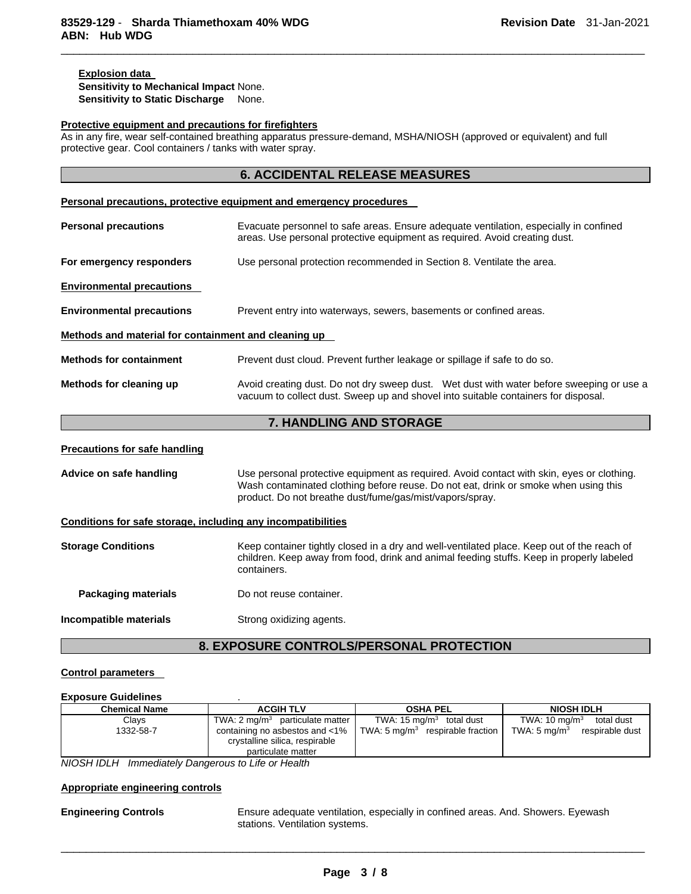**Explosion data**

**Sensitivity to Mechanical Impact** None.

**Sensitivity to Static Discharge** None.

**Protective equipment and precautions for firefighters**

As in any fire, wear self-contained breathing apparatus pressure-demand, MSHA/NIOSH (approved or equivalent) and full protective gear. Cool containers / tanks with water spray.

## 6. ACCIDENTAL RELEASE MEASURES

**Personal precautions, protective equipment and emergency procedures**

**Personal precautions** Evacuate personnel to safe areas. Ensure adequate ventilation, especially in confined areas. Use personal protective equipment as required. Avoid creating dust.

**For emergency responders** Use personal protection recommended in Section 8. Ventilate the area.

**Environmental precautions**

**Environmental precautions** Prevent entry into waterways, sewers, basements or confined areas.

**Methods and material for containment and cleaning up**

**Methods for containment** Prevent dust cloud. Prevent further leakage or spillage if safe to do so.

**Methods for cleaning up** Avoid creating dust. Do not dry sweep dust. Wet dust with water before sweeping or use a vacuum to collect dust. Sweep up and shovel into suitable containers for disposal.

## 7. HANDLING AND STORAGE

**Precautions for safe handling**

**Advice on safe handling** Use personal protective equipment as required. Avoid contact with skin, eyes or clothing. Wash contaminated clothing before reuse. Do not eat, drink or smoke when using this product. Do not breathe dust/fume/gas/mist/vapors/spray.

**Conditions for safe storage, including any incompatibilities**

**Storage Conditions** Keep container tightly closed in a dry and well-ventilated place. Keep out of the reach of children. Keep away from food, drink and animal feeding stuffs. Keep in properly labeled containers.

**Packaging materials** Do not reuse container.

**Incompatible materials** Strong oxidizing agents.

## 8. EXPOSURE CONTROLS/PERSONAL PROTECTION

**Control parameters**

**Exposure Guidelines** .

| Chemical Name | ACGIH TLV | OSHA PEL | NIOSH IDLH |
|---|---|---|---|
| Clays<br>1332-58-7 | TWA: 2 $mg/m^3$ particulate matter containing no asbestos and <1% crystalline silica, respirable particulate matter | TWA: 15 $mg/m^3$ total dust<br>TWA: 5 $mg/m^3$ respirable fraction | TWA: 10 $mg/m^3$ total dust<br>TWA: 5 $mg/m^3$ respirable dust |

*NIOSH IDLH Immediately Dangerous to Life or Health*

**Appropriate engineering controls**

**Engineering Controls** Ensure adequate ventilation, especially in confined areas. And. Showers. Eyewash stations. Ventilation systems.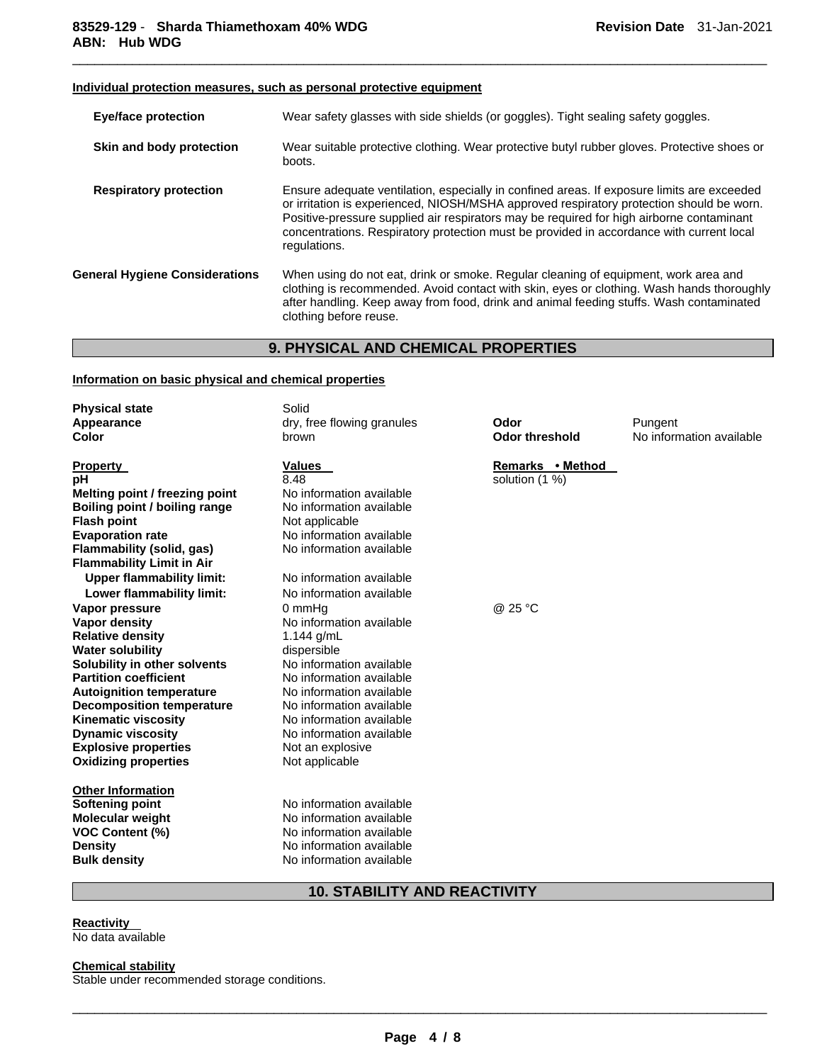**Individual protection measures, such as personal protective equipment**

| | |
|---|---|
| **Eye/face protection** | Wear safety glasses with side shields (or goggles). Tight sealing safety goggles. |
| **Skin and body protection** | Wear suitable protective clothing. Wear protective butyl rubber gloves. Protective shoes or boots. |
| **Respiratory protection** | Ensure adequate ventilation, especially in confined areas. If exposure limits are exceeded or irritation is experienced, NIOSH/MSHA approved respiratory protection should be worn. Positive-pressure supplied air respirators may be required for high airborne contaminant concentrations. Respiratory protection must be provided in accordance with current local regulations. |
| **General Hygiene Considerations** | When using do not eat, drink or smoke. Regular cleaning of equipment, work area and clothing is recommended. Avoid contact with skin, eyes or clothing. Wash hands thoroughly after handling. Keep away from food, drink and animal feeding stuffs. Wash contaminated clothing before reuse. |

## 9. PHYSICAL AND CHEMICAL PROPERTIES

**Information on basic physical and chemical properties**

| | | | |
|---|---|---|---|
| **Physical state** | Solid | | |
| **Appearance** | dry, free flowing granules | **Odor** | Pungent |
| **Color** | brown | **Odor threshold** | No information available |

| **Property** | **Values** | **Remarks • Method** |
|---|---|---|
| **pH** | 8.48 | solution (1 %) |
| **Melting point / freezing point** | No information available | |
| **Boiling point / boiling range** | No information available | |
| **Flash point** | Not applicable | |
| **Evaporation rate** | No information available | |
| **Flammability (solid, gas)** | No information available | |
| **Flammability Limit in Air** | | |
| **Upper flammability limit:** | No information available | |
| **Lower flammability limit:** | No information available | |
| **Vapor pressure** | 0 mmHg | @ 25 °C |
| **Vapor density** | No information available | |
| **Relative density** | 1.144 g/mL | |
| **Water solubility** | dispersible | |
| **Solubility in other solvents** | No information available | |
| **Partition coefficient** | No information available | |
| **Autoignition temperature** | No information available | |
| **Decomposition temperature** | No information available | |
| **Kinematic viscosity** | No information available | |
| **Dynamic viscosity** | No information available | |
| **Explosive properties** | Not an explosive | |
| **Oxidizing properties** | Not applicable | |

**Other Information**

| | |
|---|---|
| **Softening point** | No information available |
| **Molecular weight** | No information available |
| **VOC Content (%)** | No information available |
| **Density** | No information available |
| **Bulk density** | No information available |

## 10. STABILITY AND REACTIVITY

**Reactivity**
No data available

**Chemical stability**
Stable under recommended storage conditions.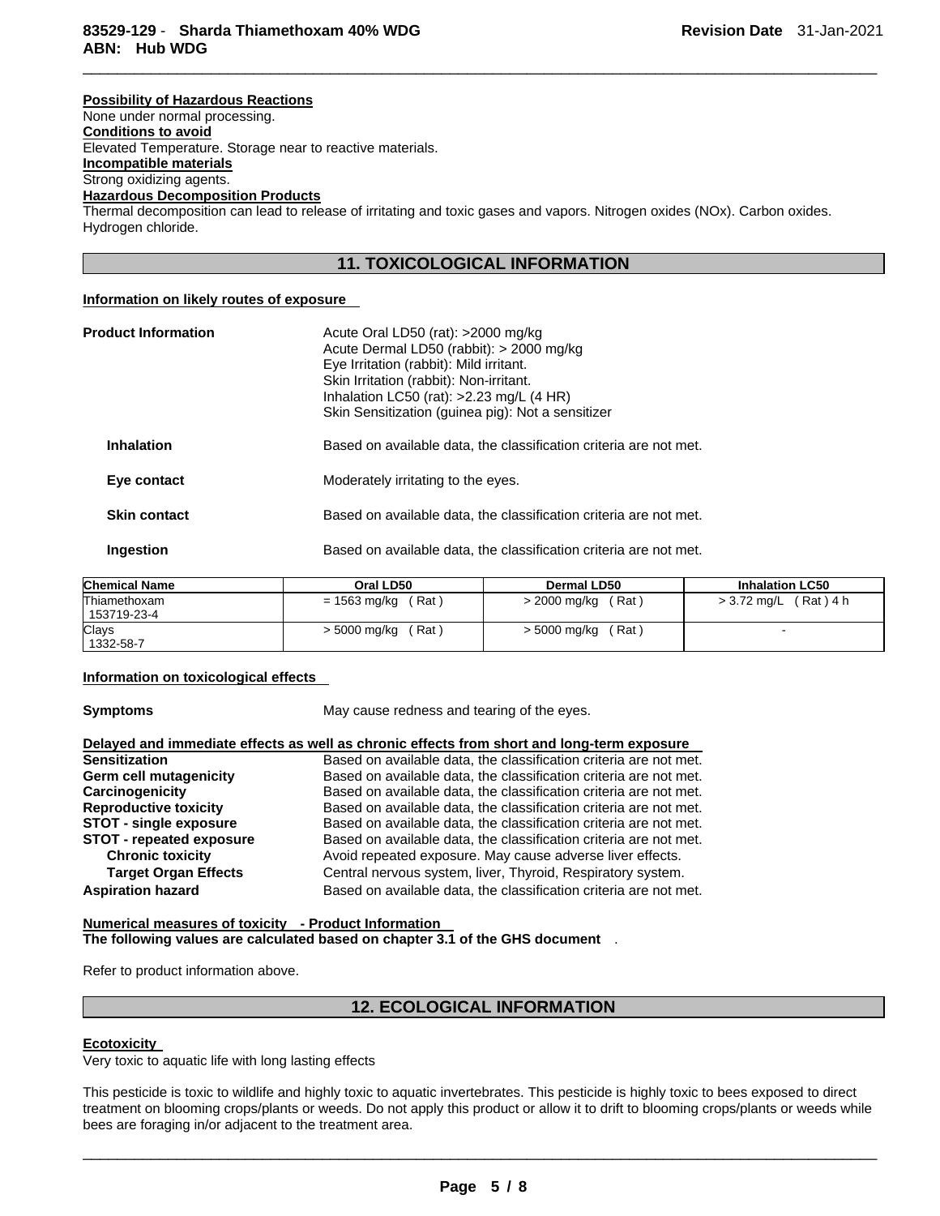**Possibility of Hazardous Reactions**
None under normal processing.

**Conditions to avoid**
Elevated Temperature. Storage near to reactive materials.

**Incompatible materials**
Strong oxidizing agents.

**Hazardous Decomposition Products**
Thermal decomposition can lead to release of irritating and toxic gases and vapors. Nitrogen oxides (NOx). Carbon oxides. Hydrogen chloride.

## 11. TOXICOLOGICAL INFORMATION

**Information on likely routes of exposure**

**Product Information**

Acute Oral LD50 (rat): >2000 mg/kg
Acute Dermal LD50 (rabbit): > 2000 mg/kg
Eye Irritation (rabbit): Mild irritant.
Skin Irritation (rabbit): Non-irritant.
Inhalation LC50 (rat): >2.23 mg/L (4 HR)
Skin Sensitization (guinea pig): Not a sensitizer

**Inhalation** Based on available data, the classification criteria are not met.

**Eye contact** Moderately irritating to the eyes.

**Skin contact** Based on available data, the classification criteria are not met.

**Ingestion** Based on available data, the classification criteria are not met.

| Chemical Name | Oral LD50 | Dermal LD50 | Inhalation LC50 |
|---|---|---|---|
| Thiamethoxam 153719-23-4 | = 1563 mg/kg ( Rat ) | > 2000 mg/kg ( Rat ) | > 3.72 mg/L ( Rat ) 4 h |
| Clays 1332-58-7 | > 5000 mg/kg ( Rat ) | > 5000 mg/kg ( Rat ) | - |

**Information on toxicological effects**

**Symptoms** May cause redness and tearing of the eyes.

**Delayed and immediate effects as well as chronic effects from short and long-term exposure**

**Sensitization** Based on available data, the classification criteria are not met.
**Germ cell mutagenicity** Based on available data, the classification criteria are not met.
**Carcinogenicity** Based on available data, the classification criteria are not met.
**Reproductive toxicity** Based on available data, the classification criteria are not met.
**STOT - single exposure** Based on available data, the classification criteria are not met.
**STOT - repeated exposure** Based on available data, the classification criteria are not met.
**Chronic toxicity** Avoid repeated exposure. May cause adverse liver effects.
**Target Organ Effects** Central nervous system, liver, Thyroid, Respiratory system.
**Aspiration hazard** Based on available data, the classification criteria are not met.

**Numerical measures of toxicity - Product Information**
**The following values are calculated based on chapter 3.1 of the GHS document** .

Refer to product information above.

## 12. ECOLOGICAL INFORMATION

**Ecotoxicity**
Very toxic to aquatic life with long lasting effects

This pesticide is toxic to wildlife and highly toxic to aquatic invertebrates. This pesticide is highly toxic to bees exposed to direct treatment on blooming crops/plants or weeds. Do not apply this product or allow it to drift to blooming crops/plants or weeds while bees are foraging in/or adjacent to the treatment area.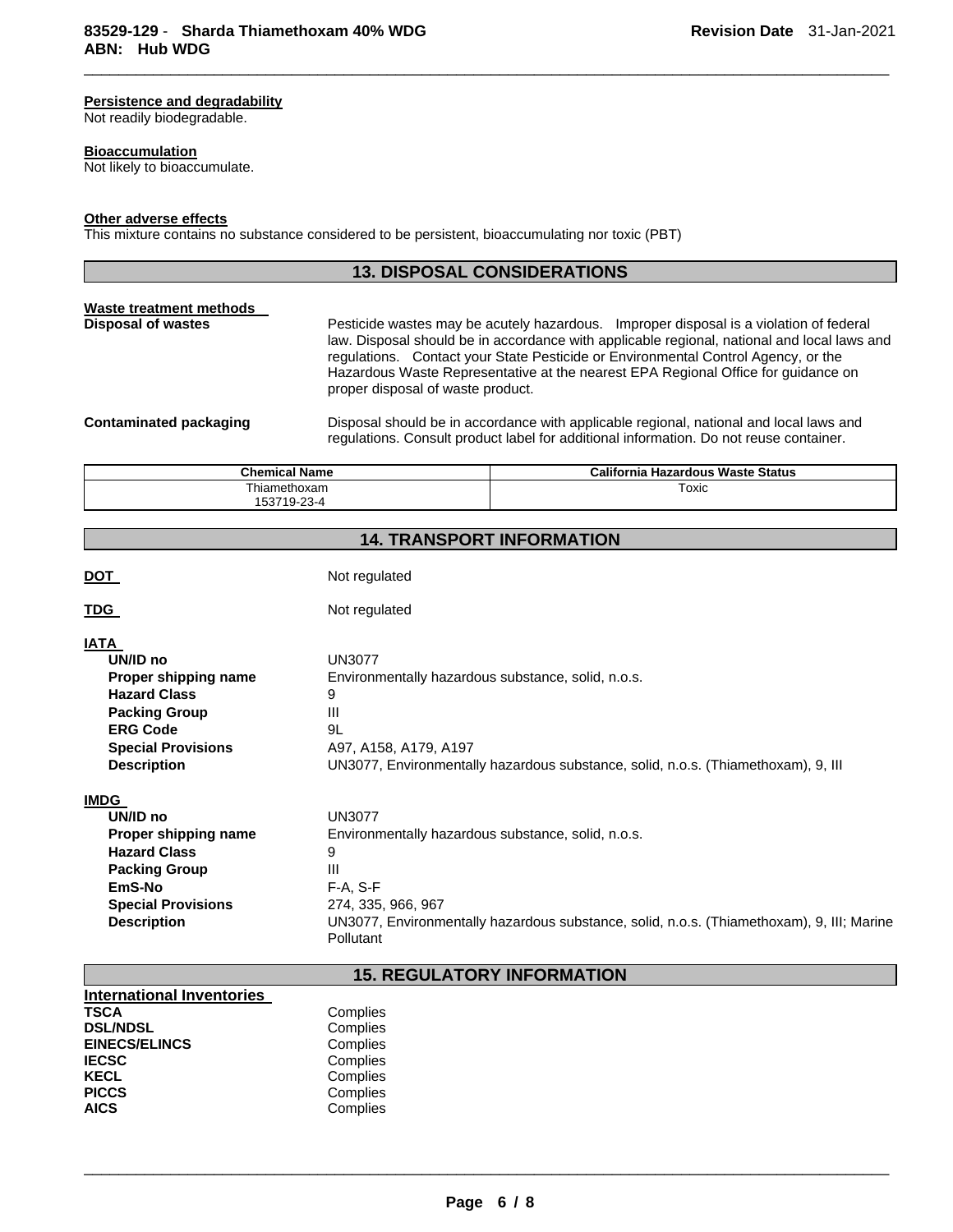**Persistence and degradability**

Not readily biodegradable.

**Bioaccumulation**

Not likely to bioaccumulate.

**Other adverse effects**

This mixture contains no substance considered to be persistent, bioaccumulating nor toxic (PBT)

## 13. DISPOSAL CONSIDERATIONS

**Waste treatment methods**

**Disposal of wastes** — Pesticide wastes may be acutely hazardous. Improper disposal is a violation of federal law. Disposal should be in accordance with applicable regional, national and local laws and regulations. Contact your State Pesticide or Environmental Control Agency, or the Hazardous Waste Representative at the nearest EPA Regional Office for guidance on proper disposal of waste product.

**Contaminated packaging** — Disposal should be in accordance with applicable regional, national and local laws and regulations. Consult product label for additional information. Do not reuse container.

| Chemical Name | California Hazardous Waste Status |
|---|---|
| Thiamethoxam 153719-23-4 | Toxic |

## 14. TRANSPORT INFORMATION

**DOT** — Not regulated

**TDG** — Not regulated

**IATA**

- **UN/ID no**: UN3077
- **Proper shipping name**: Environmentally hazardous substance, solid, n.o.s.
- **Hazard Class**: 9
- **Packing Group**: III
- **ERG Code**: 9L
- **Special Provisions**: A97, A158, A179, A197
- **Description**: UN3077, Environmentally hazardous substance, solid, n.o.s. (Thiamethoxam), 9, III

**IMDG**

- **UN/ID no**: UN3077
- **Proper shipping name**: Environmentally hazardous substance, solid, n.o.s.
- **Hazard Class**: 9
- **Packing Group**: III
- **EmS-No**: F-A, S-F
- **Special Provisions**: 274, 335, 966, 967
- **Description**: UN3077, Environmentally hazardous substance, solid, n.o.s. (Thiamethoxam), 9, III; Marine Pollutant

## 15. REGULATORY INFORMATION

**International Inventories**

- **TSCA**: Complies
- **DSL/NDSL**: Complies
- **EINECS/ELINCS**: Complies
- **IECSC**: Complies
- **KECL**: Complies
- **PICCS**: Complies
- **AICS**: Complies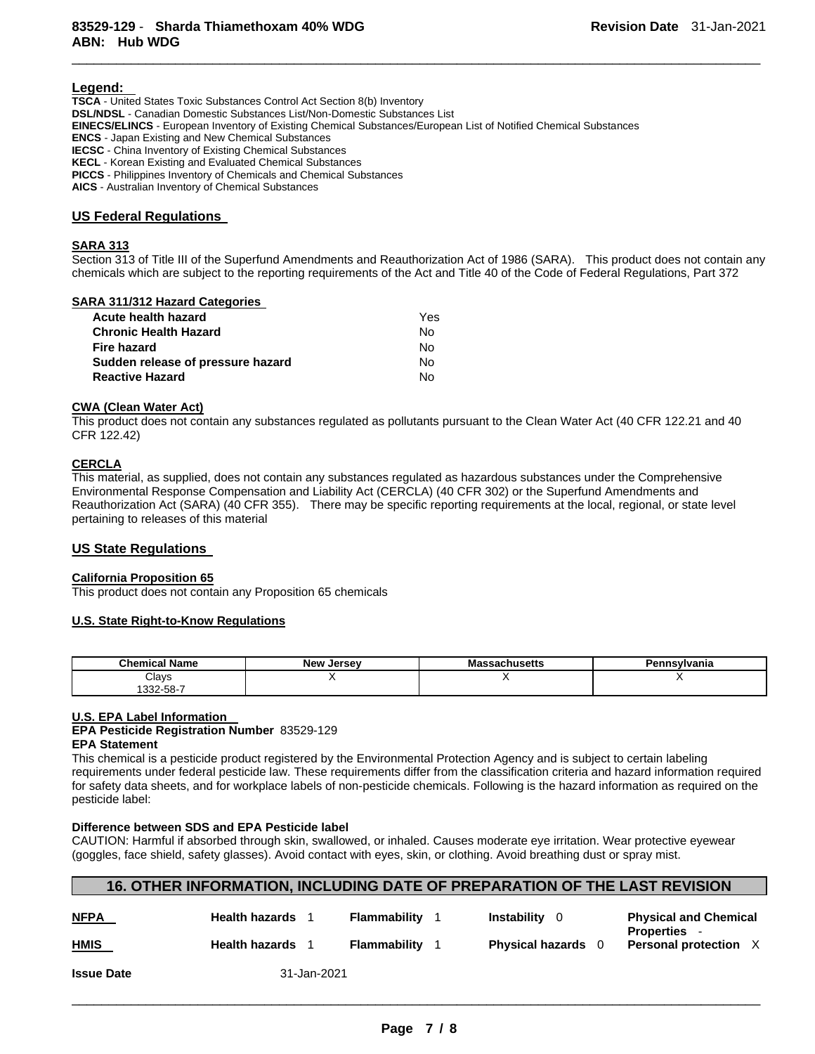**Legend:**

**TSCA** - United States Toxic Substances Control Act Section 8(b) Inventory
**DSL/NDSL** - Canadian Domestic Substances List/Non-Domestic Substances List
**EINECS/ELINCS** - European Inventory of Existing Chemical Substances/European List of Notified Chemical Substances
**ENCS** - Japan Existing and New Chemical Substances
**IECSC** - China Inventory of Existing Chemical Substances
**KECL** - Korean Existing and Evaluated Chemical Substances
**PICCS** - Philippines Inventory of Chemicals and Chemical Substances
**AICS** - Australian Inventory of Chemical Substances

## US Federal Regulations

### SARA 313

Section 313 of Title III of the Superfund Amendments and Reauthorization Act of 1986 (SARA). This product does not contain any chemicals which are subject to the reporting requirements of the Act and Title 40 of the Code of Federal Regulations, Part 372

### SARA 311/312 Hazard Categories

| | |
|---|---|
| **Acute health hazard** | Yes |
| **Chronic Health Hazard** | No |
| **Fire hazard** | No |
| **Sudden release of pressure hazard** | No |
| **Reactive Hazard** | No |

### CWA (Clean Water Act)

This product does not contain any substances regulated as pollutants pursuant to the Clean Water Act (40 CFR 122.21 and 40 CFR 122.42)

### CERCLA

This material, as supplied, does not contain any substances regulated as hazardous substances under the Comprehensive Environmental Response Compensation and Liability Act (CERCLA) (40 CFR 302) or the Superfund Amendments and Reauthorization Act (SARA) (40 CFR 355). There may be specific reporting requirements at the local, regional, or state level pertaining to releases of this material

## US State Regulations

### California Proposition 65

This product does not contain any Proposition 65 chemicals

### U.S. State Right-to-Know Regulations

| Chemical Name | New Jersey | Massachusetts | Pennsylvania |
|---|---|---|---|
| Clays 1332-58-7 | X | X | X |

### U.S. EPA Label Information

**EPA Pesticide Registration Number** 83529-129

**EPA Statement**

This chemical is a pesticide product registered by the Environmental Protection Agency and is subject to certain labeling requirements under federal pesticide law. These requirements differ from the classification criteria and hazard information required for safety data sheets, and for workplace labels of non-pesticide chemicals. Following is the hazard information as required on the pesticide label:

**Difference between SDS and EPA Pesticide label**

CAUTION: Harmful if absorbed through skin, swallowed, or inhaled. Causes moderate eye irritation. Wear protective eyewear (goggles, face shield, safety glasses). Avoid contact with eyes, skin, or clothing. Avoid breathing dust or spray mist.

## 16. OTHER INFORMATION, INCLUDING DATE OF PREPARATION OF THE LAST REVISION

| | | | | |
|---|---|---|---|---|
| **NFPA** | **Health hazards** 1 | **Flammability** 1 | **Instability** 0 | **Physical and Chemical Properties** - |
| **HMIS** | **Health hazards** 1 | **Flammability** 1 | **Physical hazards** 0 | **Personal protection** X |

**Issue Date** 31-Jan-2021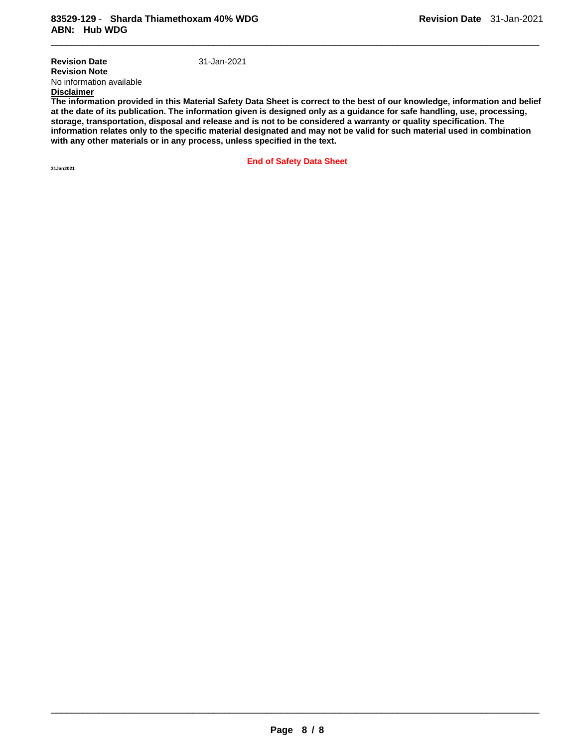**Revision Date** 31-Jan-2021

**Revision Note**

No information available

**Disclaimer**

**The information provided in this Material Safety Data Sheet is correct to the best of our knowledge, information and belief at the date of its publication. The information given is designed only as a guidance for safe handling, use, processing, storage, transportation, disposal and release and is not to be considered a warranty or quality specification. The information relates only to the specific material designated and may not be valid for such material used in combination with any other materials or in any process, unless specified in the text.**

**End of Safety Data Sheet**

31Jan2021